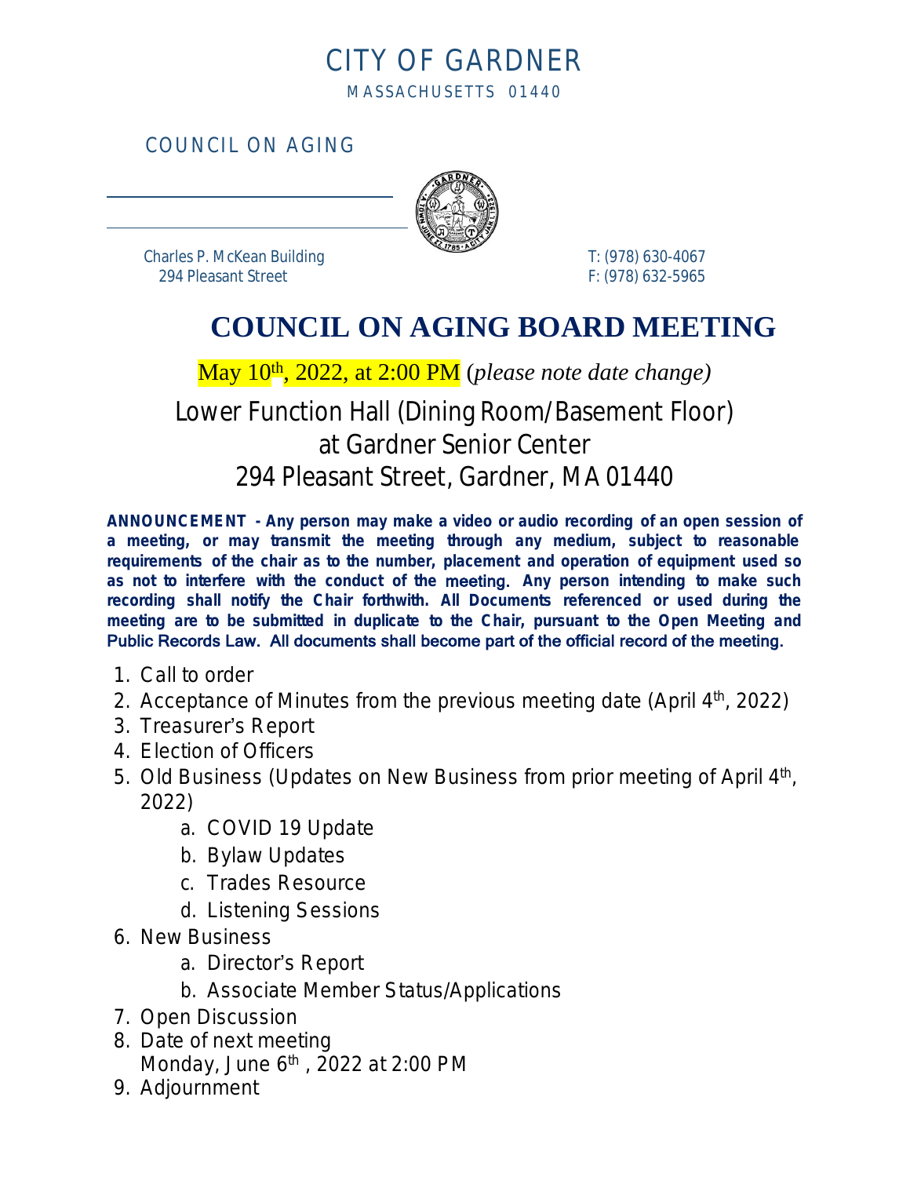# CITY OF GARDNER

MASSACHUSETTS 01440

COUNCIL ON AGING

Charles P. McKean Building
294 Pleasant Street

T: (978) 630-4067
F: (978) 632-5965

# COUNCIL ON AGING BOARD MEETING

May 10th, 2022, at 2:00 PM (*please note date change)*

Lower Function Hall (Dining Room/Basement Floor)
at Gardner Senior Center
294 Pleasant Street, Gardner, MA 01440

**ANNOUNCEMENT - Any person may make a video or audio recording of an open session of a meeting, or may transmit the meeting through any medium, subject to reasonable requirements of the chair as to the number, placement and operation of equipment used so as not to interfere with the conduct of the meeting. Any person intending to make such recording shall notify the Chair forthwith. All Documents referenced or used during the meeting are to be submitted in duplicate to the Chair, pursuant to the Open Meeting and Public Records Law. All documents shall become part of the official record of the meeting.**

1. Call to order
2. Acceptance of Minutes from the previous meeting date (April 4th, 2022)
3. Treasurer's Report
4. Election of Officers
5. Old Business (Updates on New Business from prior meeting of April 4th, 2022)
    a. COVID 19 Update
    b. Bylaw Updates
    c. Trades Resource
    d. Listening Sessions
6. New Business
    a. Director's Report
    b. Associate Member Status/Applications
7. Open Discussion
8. Date of next meeting
   Monday, June 6th , 2022 at 2:00 PM
9. Adjournment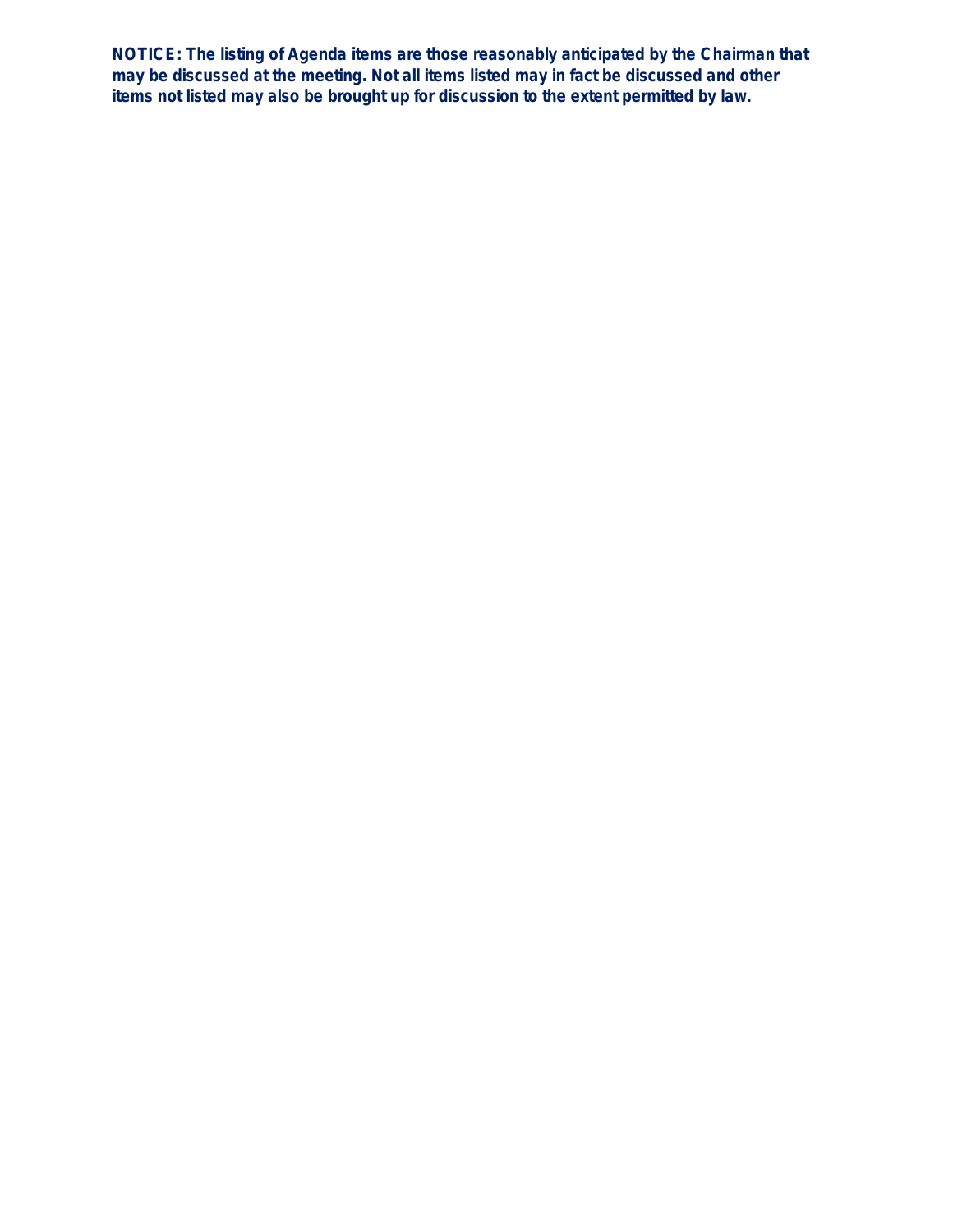**NOTICE: The listing of Agenda items are those reasonably anticipated by the Chairman that may be discussed at the meeting. Not all items listed may in fact be discussed and other items not listed may also be brought up for discussion to the extent permitted by law.**